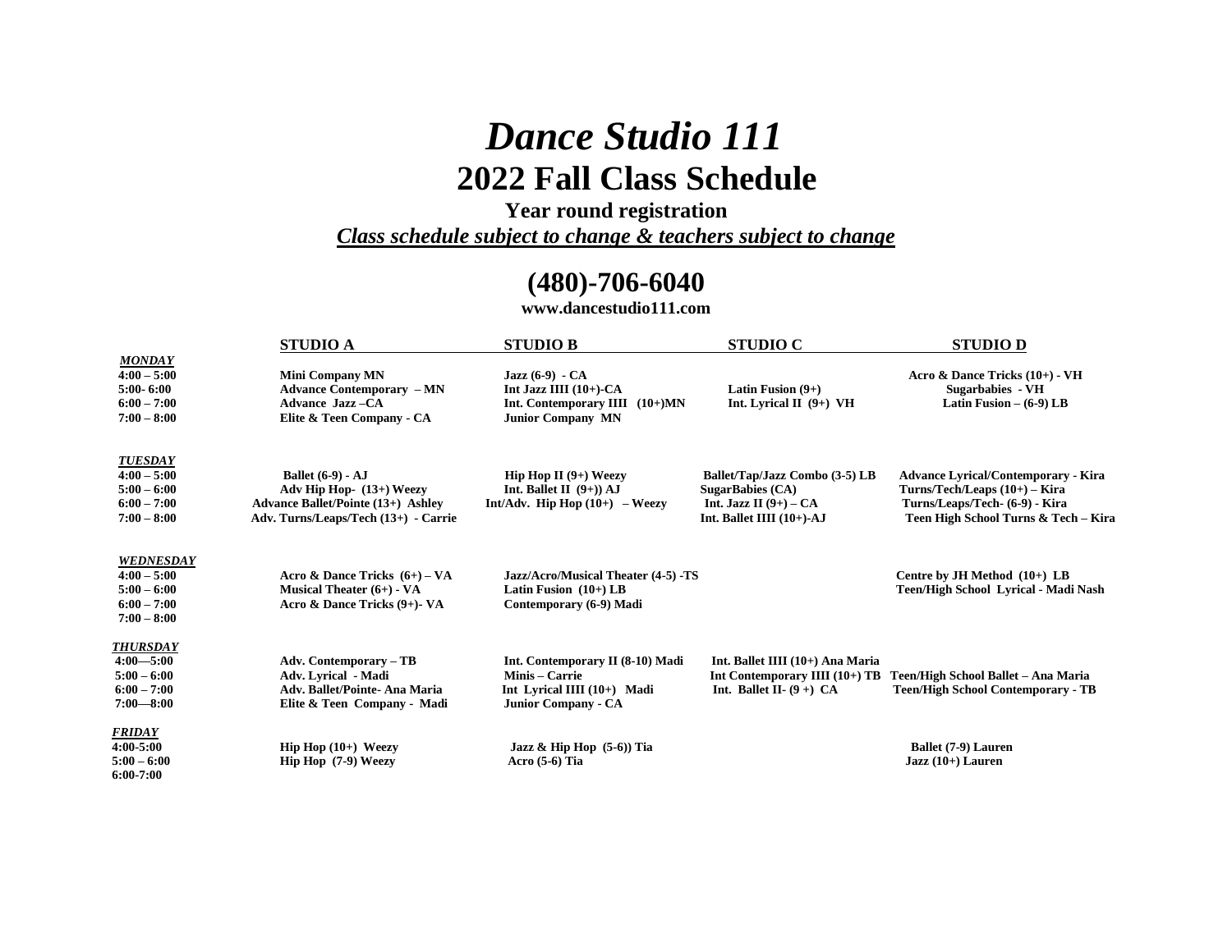# *Dance Studio 111*

# 2022 Fall Class Schedule

**Year round registration**

***Class schedule subject to change & teachers subject to change***

## (480)-706-6040

**www.dancestudio111.com**

| | STUDIO A | STUDIO B | STUDIO C | STUDIO D |
|---|---|---|---|---|
| ***MONDAY*** | | | | |
| 4:00 – 5:00 | Mini Company MN | Jazz (6-9) - CA | | Acro & Dance Tricks (10+) - VH |
| 5:00- 6:00 | Advance Contemporary – MN | Int Jazz IIII (10+)-CA | Latin Fusion (9+) | Sugarbabies - VH |
| 6:00 – 7:00 | Advance Jazz –CA | Int. Contemporary IIII (10+)MN | Int. Lyrical II (9+) VH | Latin Fusion – (6-9) LB |
| 7:00 – 8:00 | Elite & Teen Company - CA | Junior Company MN | | |
| ***TUESDAY*** | | | | |
| 4:00 – 5:00 | Ballet (6-9) - AJ | Hip Hop II (9+) Weezy | Ballet/Tap/Jazz Combo (3-5) LB | Advance Lyrical/Contemporary - Kira |
| 5:00 – 6:00 | Adv Hip Hop- (13+) Weezy | Int. Ballet II (9+)) AJ | SugarBabies (CA) | Turns/Tech/Leaps (10+) – Kira |
| 6:00 – 7:00 | Advance Ballet/Pointe (13+) Ashley | Int/Adv. Hip Hop (10+) – Weezy | Int. Jazz II (9+) – CA | Turns/Leaps/Tech- (6-9) - Kira |
| 7:00 – 8:00 | Adv. Turns/Leaps/Tech (13+) - Carrie | | Int. Ballet IIII (10+)-AJ | Teen High School Turns & Tech – Kira |
| ***WEDNESDAY*** | | | | |
| 4:00 – 5:00 | Acro & Dance Tricks (6+) – VA | Jazz/Acro/Musical Theater (4-5) -TS | | Centre by JH Method (10+) LB |
| 5:00 – 6:00 | Musical Theater (6+) - VA | Latin Fusion (10+) LB | | Teen/High School Lyrical - Madi Nash |
| 6:00 – 7:00 | Acro & Dance Tricks (9+)- VA | Contemporary (6-9) Madi | | |
| 7:00 – 8:00 | | | | |
| ***THURSDAY*** | | | | |
| 4:00—5:00 | Adv. Contemporary – TB | Int. Contemporary II (8-10) Madi | Int. Ballet IIII (10+) Ana Maria | |
| 5:00 – 6:00 | Adv. Lyrical - Madi | Minis – Carrie | Int Contemporary IIII (10+) TB | Teen/High School Ballet – Ana Maria |
| 6:00 – 7:00 | Adv. Ballet/Pointe- Ana Maria | Int Lyrical IIII (10+) Madi | Int. Ballet II- (9 +) CA | Teen/High School Contemporary - TB |
| 7:00—8:00 | Elite & Teen Company - Madi | Junior Company - CA | | |
| ***FRIDAY*** | | | | |
| 4:00-5:00 | Hip Hop (10+) Weezy | Jazz & Hip Hop (5-6)) Tia | | Ballet (7-9) Lauren |
| 5:00 – 6:00 | Hip Hop (7-9) Weezy | Acro (5-6) Tia | | Jazz (10+) Lauren |
| 6:00-7:00 | | | | |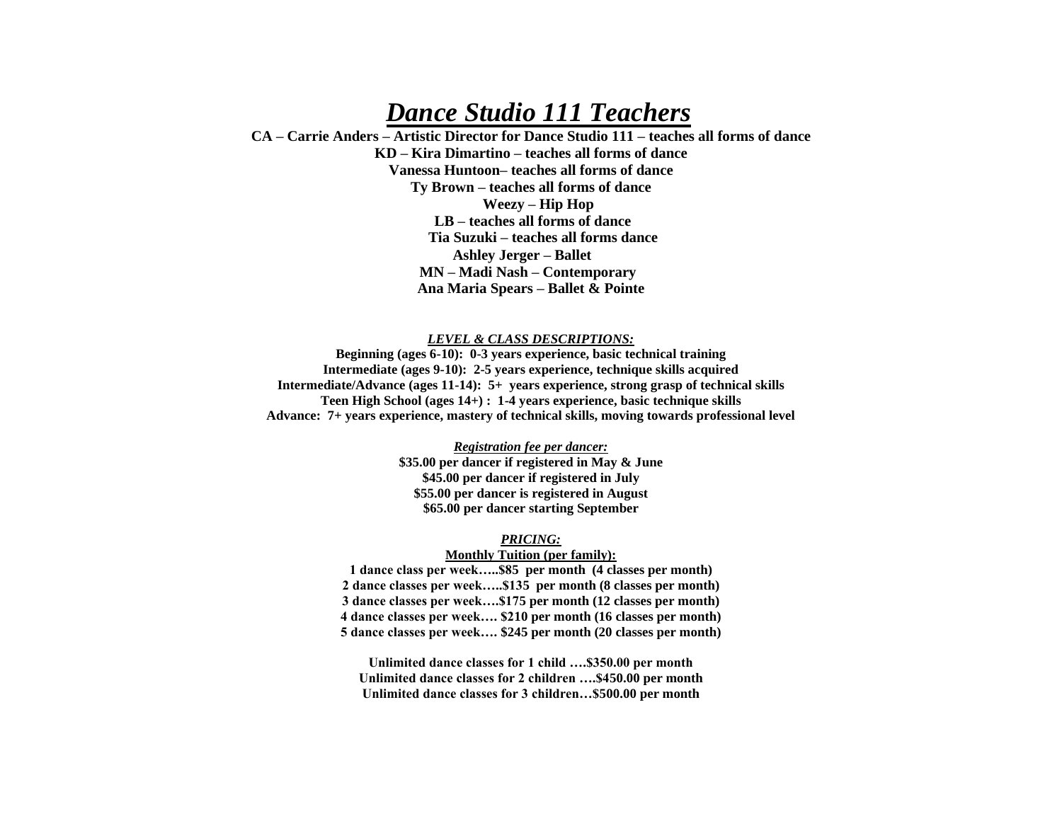# *Dance Studio 111 Teachers*

**CA – Carrie Anders – Artistic Director for Dance Studio 111 – teaches all forms of dance**

**KD – Kira Dimartino – teaches all forms of dance**

**Vanessa Huntoon– teaches all forms of dance**

**Ty Brown – teaches all forms of dance**

**Weezy – Hip Hop**

**LB – teaches all forms of dance**

**Tia Suzuki – teaches all forms dance**

**Ashley Jerger – Ballet**

**MN – Madi Nash – Contemporary**

**Ana Maria Spears – Ballet & Pointe**

***LEVEL & CLASS DESCRIPTIONS:***

**Beginning (ages 6-10): 0-3 years experience, basic technical training**

**Intermediate (ages 9-10): 2-5 years experience, technique skills acquired**

**Intermediate/Advance (ages 11-14): 5+ years experience, strong grasp of technical skills**

**Teen High School (ages 14+) : 1-4 years experience, basic technique skills**

**Advance: 7+ years experience, mastery of technical skills, moving towards professional level**

***Registration fee per dancer:***

**$35.00 per dancer if registered in May & June**

**$45.00 per dancer if registered in July**

**$55.00 per dancer is registered in August**

**$65.00 per dancer starting September**

***PRICING:***

**Monthly Tuition (per family):**

**1 dance class per week…..$85 per month (4 classes per month)**

**2 dance classes per week…..$135 per month (8 classes per month)**

**3 dance classes per week….$175 per month (12 classes per month)**

**4 dance classes per week…. $210 per month (16 classes per month)**

**5 dance classes per week…. $245 per month (20 classes per month)**

**Unlimited dance classes for 1 child ….$350.00 per month**

**Unlimited dance classes for 2 children ….$450.00 per month**

**Unlimited dance classes for 3 children…$500.00 per month**